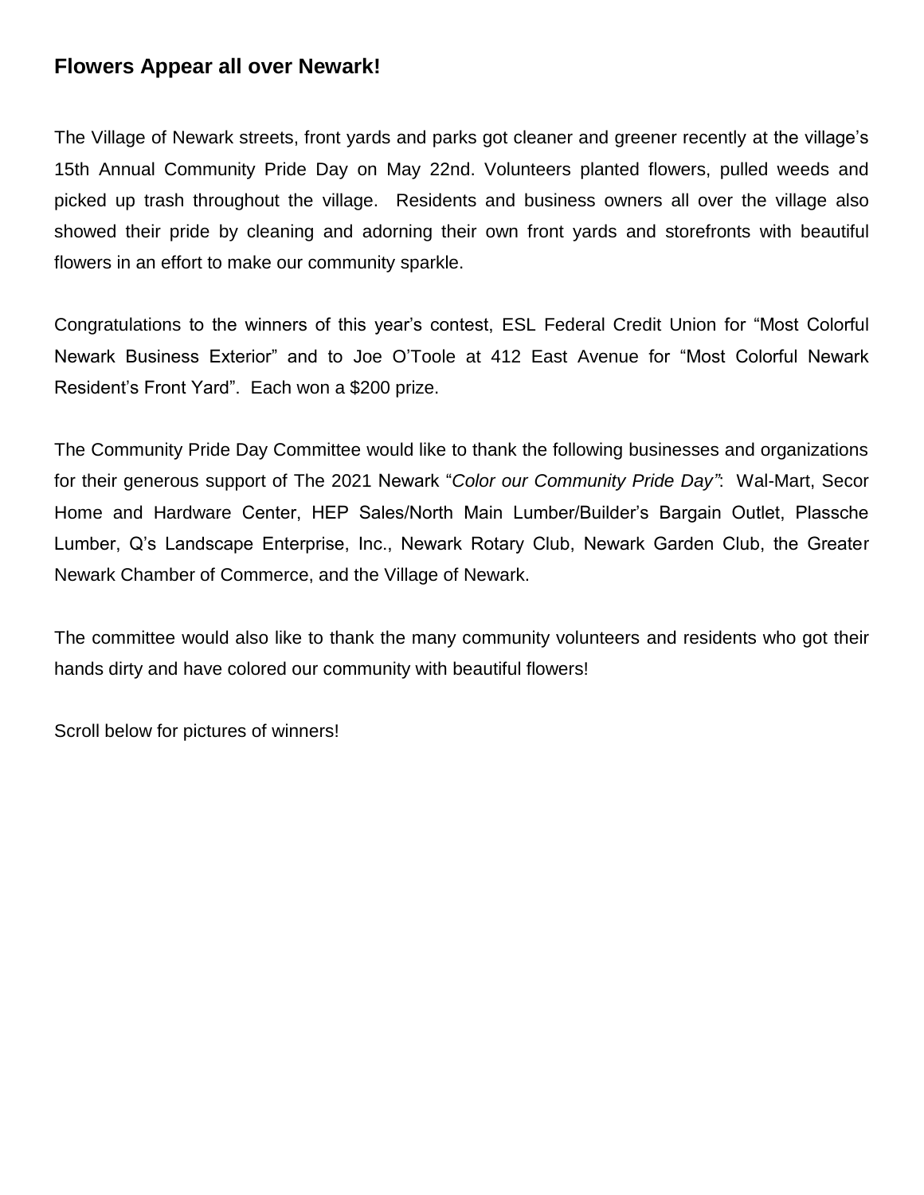## Flowers Appear all over Newark!

The Village of Newark streets, front yards and parks got cleaner and greener recently at the village's 15th Annual Community Pride Day on May 22nd. Volunteers planted flowers, pulled weeds and picked up trash throughout the village. Residents and business owners all over the village also showed their pride by cleaning and adorning their own front yards and storefronts with beautiful flowers in an effort to make our community sparkle.

Congratulations to the winners of this year's contest, ESL Federal Credit Union for "Most Colorful Newark Business Exterior" and to Joe O'Toole at 412 East Avenue for "Most Colorful Newark Resident's Front Yard". Each won a $200 prize.

The Community Pride Day Committee would like to thank the following businesses and organizations for their generous support of The 2021 Newark "*Color our Community Pride Day"*: Wal-Mart, Secor Home and Hardware Center, HEP Sales/North Main Lumber/Builder's Bargain Outlet, Plassche Lumber, Q's Landscape Enterprise, Inc., Newark Rotary Club, Newark Garden Club, the Greater Newark Chamber of Commerce, and the Village of Newark.

The committee would also like to thank the many community volunteers and residents who got their hands dirty and have colored our community with beautiful flowers!

Scroll below for pictures of winners!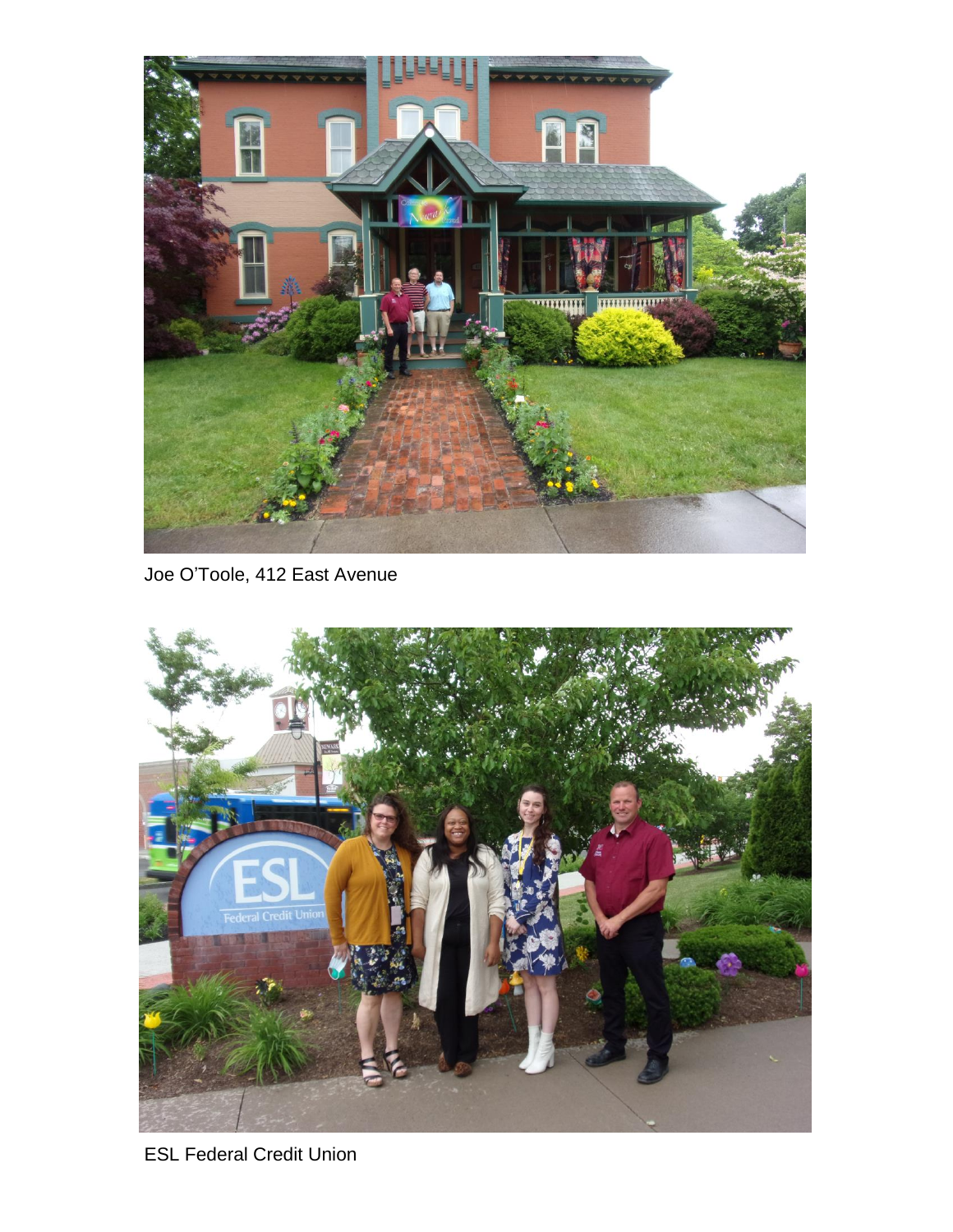Joe O'Toole, 412 East Avenue

ESL Federal Credit Union